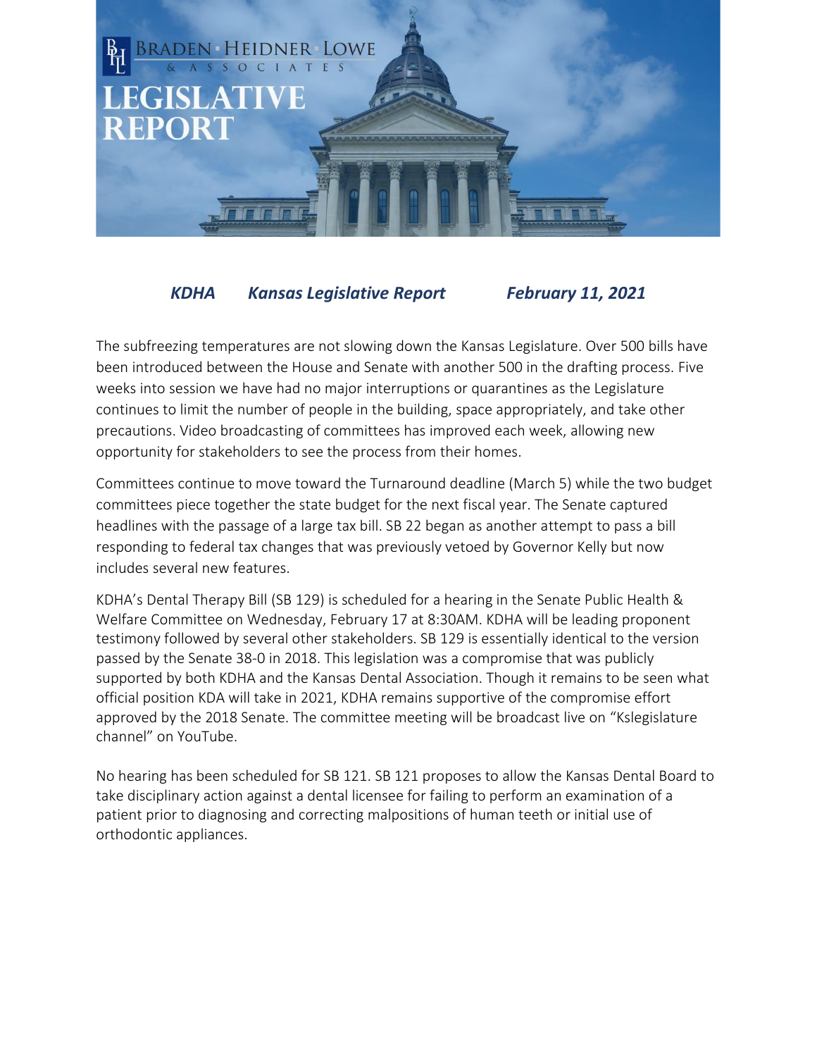# Braden · Heidner · Lowe & Associates

# LEGISLATIVE REPORT

***KDHA     Kansas Legislative Report     February 11, 2021***

The subfreezing temperatures are not slowing down the Kansas Legislature. Over 500 bills have been introduced between the House and Senate with another 500 in the drafting process. Five weeks into session we have had no major interruptions or quarantines as the Legislature continues to limit the number of people in the building, space appropriately, and take other precautions. Video broadcasting of committees has improved each week, allowing new opportunity for stakeholders to see the process from their homes.

Committees continue to move toward the Turnaround deadline (March 5) while the two budget committees piece together the state budget for the next fiscal year. The Senate captured headlines with the passage of a large tax bill. SB 22 began as another attempt to pass a bill responding to federal tax changes that was previously vetoed by Governor Kelly but now includes several new features.

KDHA's Dental Therapy Bill (SB 129) is scheduled for a hearing in the Senate Public Health & Welfare Committee on Wednesday, February 17 at 8:30AM. KDHA will be leading proponent testimony followed by several other stakeholders. SB 129 is essentially identical to the version passed by the Senate 38-0 in 2018. This legislation was a compromise that was publicly supported by both KDHA and the Kansas Dental Association. Though it remains to be seen what official position KDA will take in 2021, KDHA remains supportive of the compromise effort approved by the 2018 Senate. The committee meeting will be broadcast live on "Kslegislature channel" on YouTube.

No hearing has been scheduled for SB 121. SB 121 proposes to allow the Kansas Dental Board to take disciplinary action against a dental licensee for failing to perform an examination of a patient prior to diagnosing and correcting malpositions of human teeth or initial use of orthodontic appliances.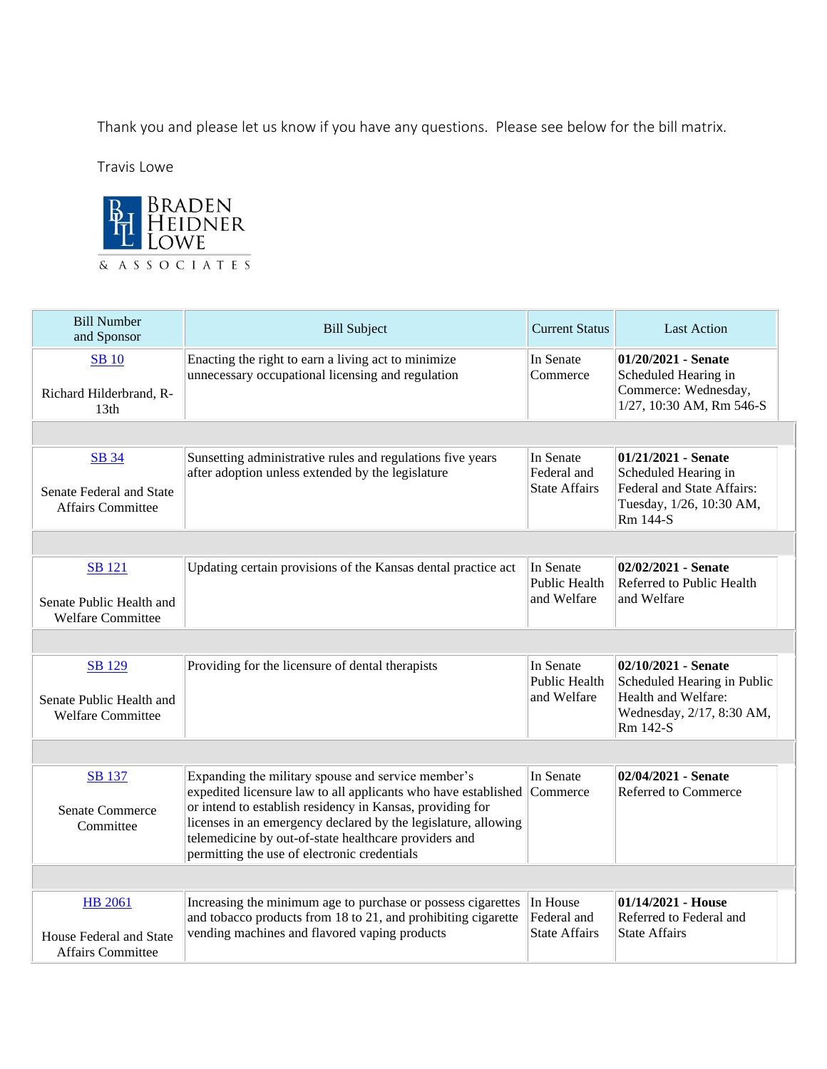Thank you and please let us know if you have any questions. Please see below for the bill matrix.

Travis Lowe

BRADEN HEIDNER LOWE & ASSOCIATES

| Bill Number and Sponsor | Bill Subject | Current Status | Last Action |
|---|---|---|---|
| SB 10<br><br>Richard Hilderbrand, R-13th | Enacting the right to earn a living act to minimize unnecessary occupational licensing and regulation | In Senate Commerce | **01/20/2021 - Senate** Scheduled Hearing in Commerce: Wednesday, 1/27, 10:30 AM, Rm 546-S |
| | | | |
| SB 34<br><br>Senate Federal and State Affairs Committee | Sunsetting administrative rules and regulations five years after adoption unless extended by the legislature | In Senate Federal and State Affairs | **01/21/2021 - Senate** Scheduled Hearing in Federal and State Affairs: Tuesday, 1/26, 10:30 AM, Rm 144-S |
| | | | |
| SB 121<br><br>Senate Public Health and Welfare Committee | Updating certain provisions of the Kansas dental practice act | In Senate Public Health and Welfare | **02/02/2021 - Senate** Referred to Public Health and Welfare |
| | | | |
| SB 129<br><br>Senate Public Health and Welfare Committee | Providing for the licensure of dental therapists | In Senate Public Health and Welfare | **02/10/2021 - Senate** Scheduled Hearing in Public Health and Welfare: Wednesday, 2/17, 8:30 AM, Rm 142-S |
| | | | |
| SB 137<br><br>Senate Commerce Committee | Expanding the military spouse and service member's expedited licensure law to all applicants who have established or intend to establish residency in Kansas, providing for licenses in an emergency declared by the legislature, allowing telemedicine by out-of-state healthcare providers and permitting the use of electronic credentials | In Senate Commerce | **02/04/2021 - Senate** Referred to Commerce |
| | | | |
| HB 2061<br><br>House Federal and State Affairs Committee | Increasing the minimum age to purchase or possess cigarettes and tobacco products from 18 to 21, and prohibiting cigarette vending machines and flavored vaping products | In House Federal and State Affairs | **01/14/2021 - House** Referred to Federal and State Affairs |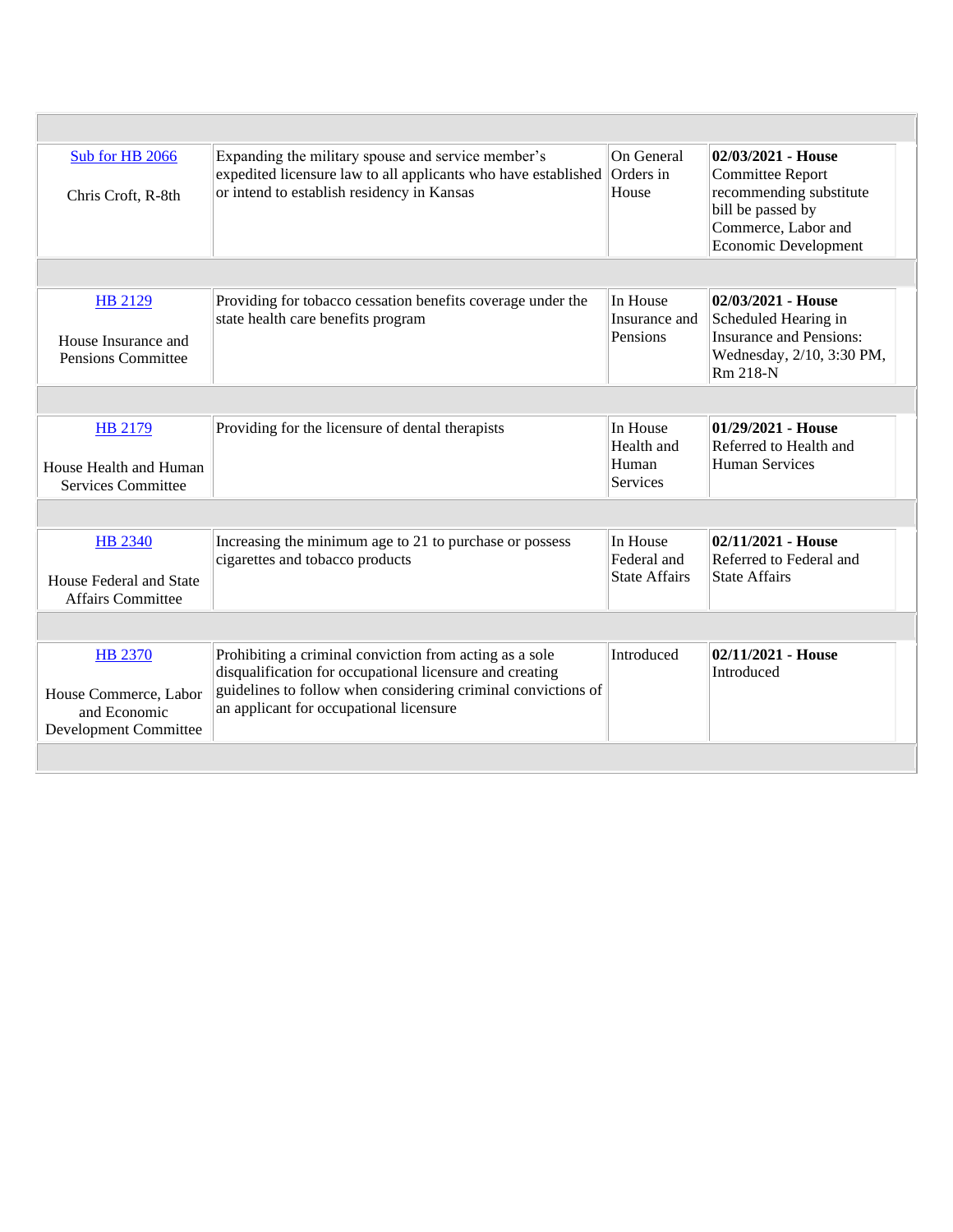| | | | |
|---|---|---|---|
| Sub for HB 2066<br><br>Chris Croft, R-8th | Expanding the military spouse and service member's expedited licensure law to all applicants who have established or intend to establish residency in Kansas | On General Orders in House | **02/03/2021 - House** Committee Report recommending substitute bill be passed by Commerce, Labor and Economic Development |
| HB 2129<br><br>House Insurance and Pensions Committee | Providing for tobacco cessation benefits coverage under the state health care benefits program | In House Insurance and Pensions | **02/03/2021 - House** Scheduled Hearing in Insurance and Pensions: Wednesday, 2/10, 3:30 PM, Rm 218-N |
| HB 2179<br><br>House Health and Human Services Committee | Providing for the licensure of dental therapists | In House Health and Human Services | **01/29/2021 - House** Referred to Health and Human Services |
| HB 2340<br><br>House Federal and State Affairs Committee | Increasing the minimum age to 21 to purchase or possess cigarettes and tobacco products | In House Federal and State Affairs | **02/11/2021 - House** Referred to Federal and State Affairs |
| HB 2370<br><br>House Commerce, Labor and Economic Development Committee | Prohibiting a criminal conviction from acting as a sole disqualification for occupational licensure and creating guidelines to follow when considering criminal convictions of an applicant for occupational licensure | Introduced | **02/11/2021 - House** Introduced |